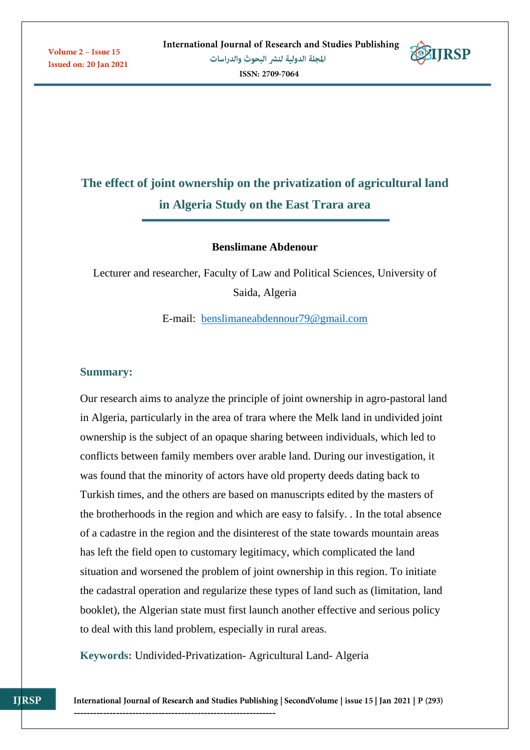# The effect of joint ownership on the privatization of agricultural land in Algeria Study on the East Trara area

**Benslimane Abdenour**

Lecturer and researcher, Faculty of Law and Political Sciences, University of Saida, Algeria

E-mail: benslimaneabdennour79@gmail.com

## Summary:

Our research aims to analyze the principle of joint ownership in agro-pastoral land in Algeria, particularly in the area of trara where the Melk land in undivided joint ownership is the subject of an opaque sharing between individuals, which led to conflicts between family members over arable land. During our investigation, it was found that the minority of actors have old property deeds dating back to Turkish times, and the others are based on manuscripts edited by the masters of the brotherhoods in the region and which are easy to falsify. . In the total absence of a cadastre in the region and the disinterest of the state towards mountain areas has left the field open to customary legitimacy, which complicated the land situation and worsened the problem of joint ownership in this region. To initiate the cadastral operation and regularize these types of land such as (limitation, land booklet), the Algerian state must first launch another effective and serious policy to deal with this land problem, especially in rural areas.

**Keywords:** Undivided-Privatization- Agricultural Land- Algeria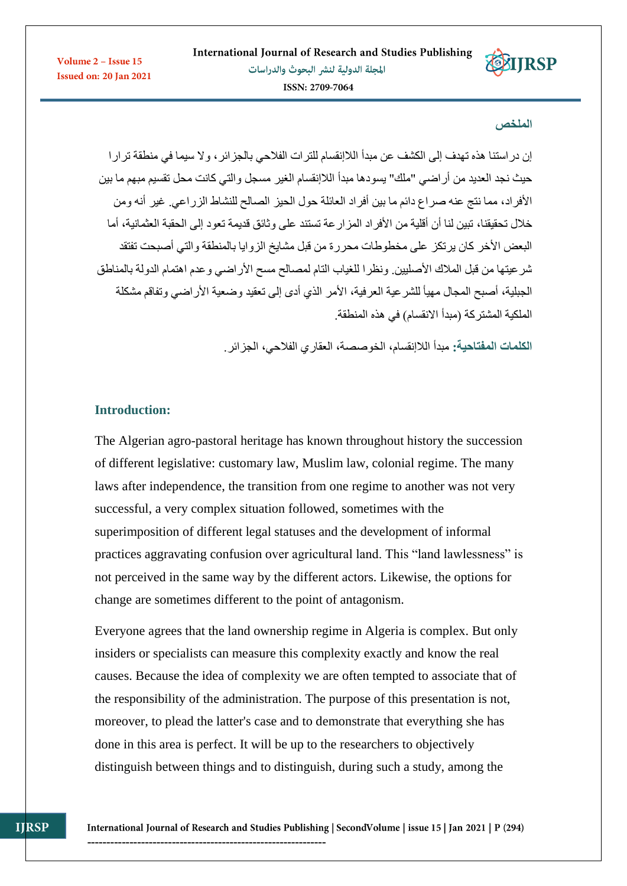## الملخص

إن دراستنا هذه تهدف إلى الكشف عن مبدأ اللاإنقسام للترات الفلاحي بالجزائر، ولا سيما في منطقة ترارا حيث نجد العديد من أراضي "ملك" يسودها مبدأ اللاإنقسام الغير مسجل والتي كانت محل تقسيم مبهم ما بين الأفراد، مما نتج عنه صراع دائم ما بين أفراد العائلة حول الحيز الصالح للنشاط الزراعي. غير أنه ومن خلال تحقيقنا، تبين لنا أن أقلية من الأفراد المزارعة تستند على وثائق قديمة تعود إلى الحقبة العثمانية، أما البعض الأخر كان يرتكز على مخطوطات محررة من قبل مشايخ الزوايا بالمنطقة والتي أصبحت تفتقد شرعيتها من قبل الملاك الأصليين. ونظرا للغياب التام لمصالح مسح الأراضي وعدم اهتمام الدولة بالمناطق الجبلية، أصبح المجال مهيأ للشرعية العرفية، الأمر الذي أدى إلى تعقيد وضعية الأراضي وتفاقم مشكلة الملكية المشتركة (مبدأ الانقسام) في هذه المنطقة.

**الكلمات المفتاحية:** مبدأ اللاإنقسام، الخوصصة، العقاري الفلاحي، الجزائر.

## Introduction:

The Algerian agro-pastoral heritage has known throughout history the succession of different legislative: customary law, Muslim law, colonial regime. The many laws after independence, the transition from one regime to another was not very successful, a very complex situation followed, sometimes with the superimposition of different legal statuses and the development of informal practices aggravating confusion over agricultural land. This "land lawlessness" is not perceived in the same way by the different actors. Likewise, the options for change are sometimes different to the point of antagonism.

Everyone agrees that the land ownership regime in Algeria is complex. But only insiders or specialists can measure this complexity exactly and know the real causes. Because the idea of complexity we are often tempted to associate that of the responsibility of the administration. The purpose of this presentation is not, moreover, to plead the latter's case and to demonstrate that everything she has done in this area is perfect. It will be up to the researchers to objectively distinguish between things and to distinguish, during such a study, among the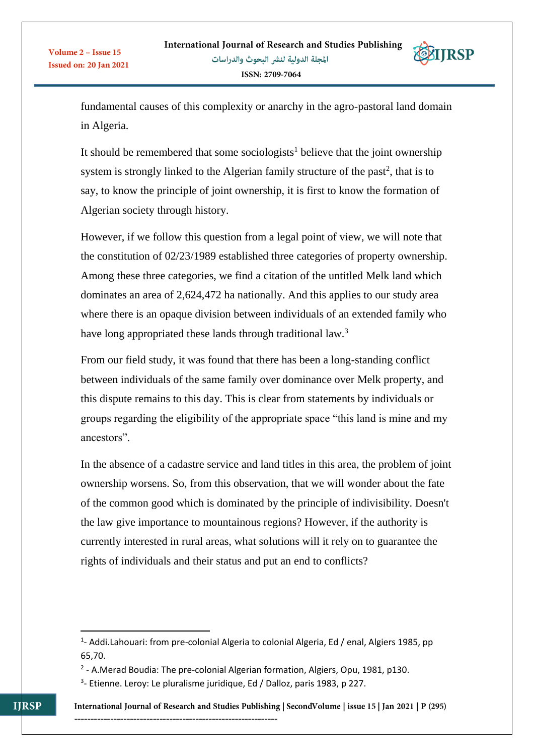fundamental causes of this complexity or anarchy in the agro-pastoral land domain in Algeria.

It should be remembered that some sociologists[1] believe that the joint ownership system is strongly linked to the Algerian family structure of the past[2], that is to say, to know the principle of joint ownership, it is first to know the formation of Algerian society through history.

However, if we follow this question from a legal point of view, we will note that the constitution of 02/23/1989 established three categories of property ownership. Among these three categories, we find a citation of the untitled Melk land which dominates an area of 2,624,472 ha nationally. And this applies to our study area where there is an opaque division between individuals of an extended family who have long appropriated these lands through traditional law.[3]

From our field study, it was found that there has been a long-standing conflict between individuals of the same family over dominance over Melk property, and this dispute remains to this day. This is clear from statements by individuals or groups regarding the eligibility of the appropriate space "this land is mine and my ancestors".

In the absence of a cadastre service and land titles in this area, the problem of joint ownership worsens. So, from this observation, that we will wonder about the fate of the common good which is dominated by the principle of indivisibility. Doesn't the law give importance to mountainous regions? However, if the authority is currently interested in rural areas, what solutions will it rely on to guarantee the rights of individuals and their status and put an end to conflicts?

---

[1]- Addi.Lahouari: from pre-colonial Algeria to colonial Algeria, Ed / enal, Algiers 1985, pp 65,70.

[2] - A.Merad Boudia: The pre-colonial Algerian formation, Algiers, Opu, 1981, p130.

[3]- Etienne. Leroy: Le pluralisme juridique, Ed / Dalloz, paris 1983, p 227.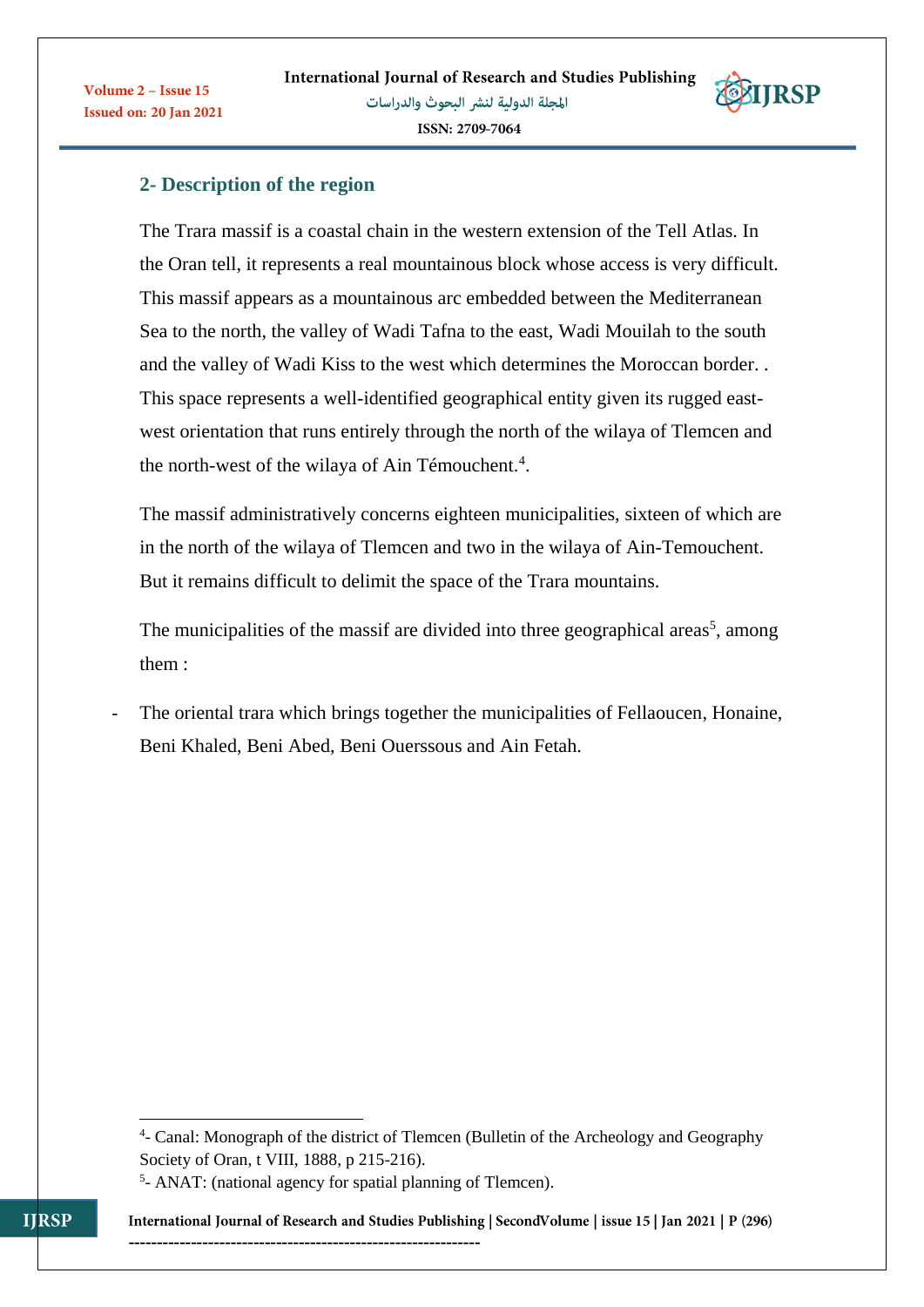## 2- Description of the region

The Trara massif is a coastal chain in the western extension of the Tell Atlas. In the Oran tell, it represents a real mountainous block whose access is very difficult. This massif appears as a mountainous arc embedded between the Mediterranean Sea to the north, the valley of Wadi Tafna to the east, Wadi Mouilah to the south and the valley of Wadi Kiss to the west which determines the Moroccan border. . This space represents a well-identified geographical entity given its rugged east-west orientation that runs entirely through the north of the wilaya of Tlemcen and the north-west of the wilaya of Ain Témouchent.[4].

The massif administratively concerns eighteen municipalities, sixteen of which are in the north of the wilaya of Tlemcen and two in the wilaya of Ain-Temouchent. But it remains difficult to delimit the space of the Trara mountains.

The municipalities of the massif are divided into three geographical areas[5], among them :

- The oriental trara which brings together the municipalities of Fellaoucen, Honaine, Beni Khaled, Beni Abed, Beni Ouerssous and Ain Fetah.

---

[4]- Canal: Monograph of the district of Tlemcen (Bulletin of the Archeology and Geography Society of Oran, t VIII, 1888, p 215-216).

[5]- ANAT: (national agency for spatial planning of Tlemcen).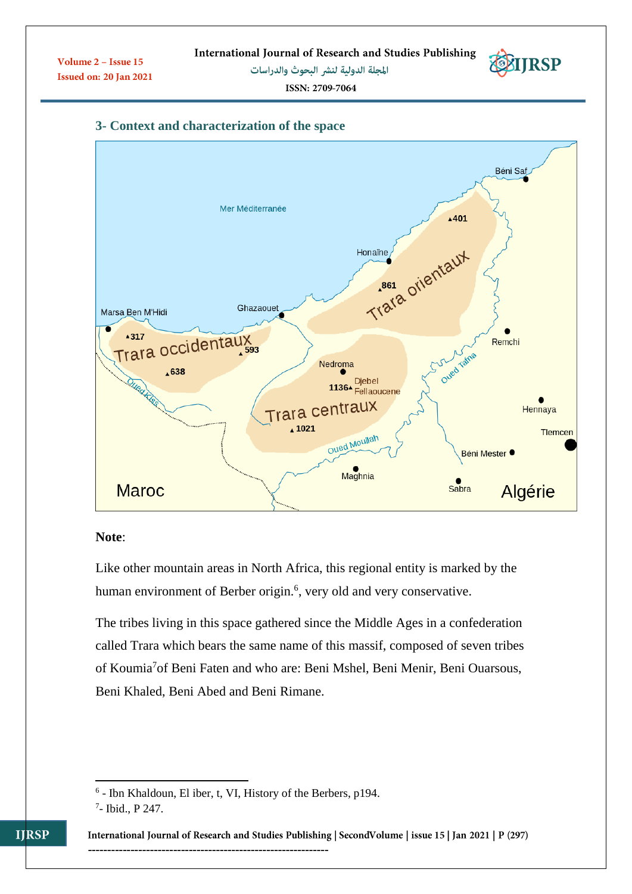## 3- Context and characterization of the space

**Note**:

Like other mountain areas in North Africa, this regional entity is marked by the human environment of Berber origin.[6], very old and very conservative.

The tribes living in this space gathered since the Middle Ages in a confederation called Trara which bears the same name of this massif, composed of seven tribes of Koumia[7]of Beni Faten and who are: Beni Mshel, Beni Menir, Beni Ouarsous, Beni Khaled, Beni Abed and Beni Rimane.

---

[6] - Ibn Khaldoun, El iber, t, VI, History of the Berbers, p194.

[7]- Ibid., P 247.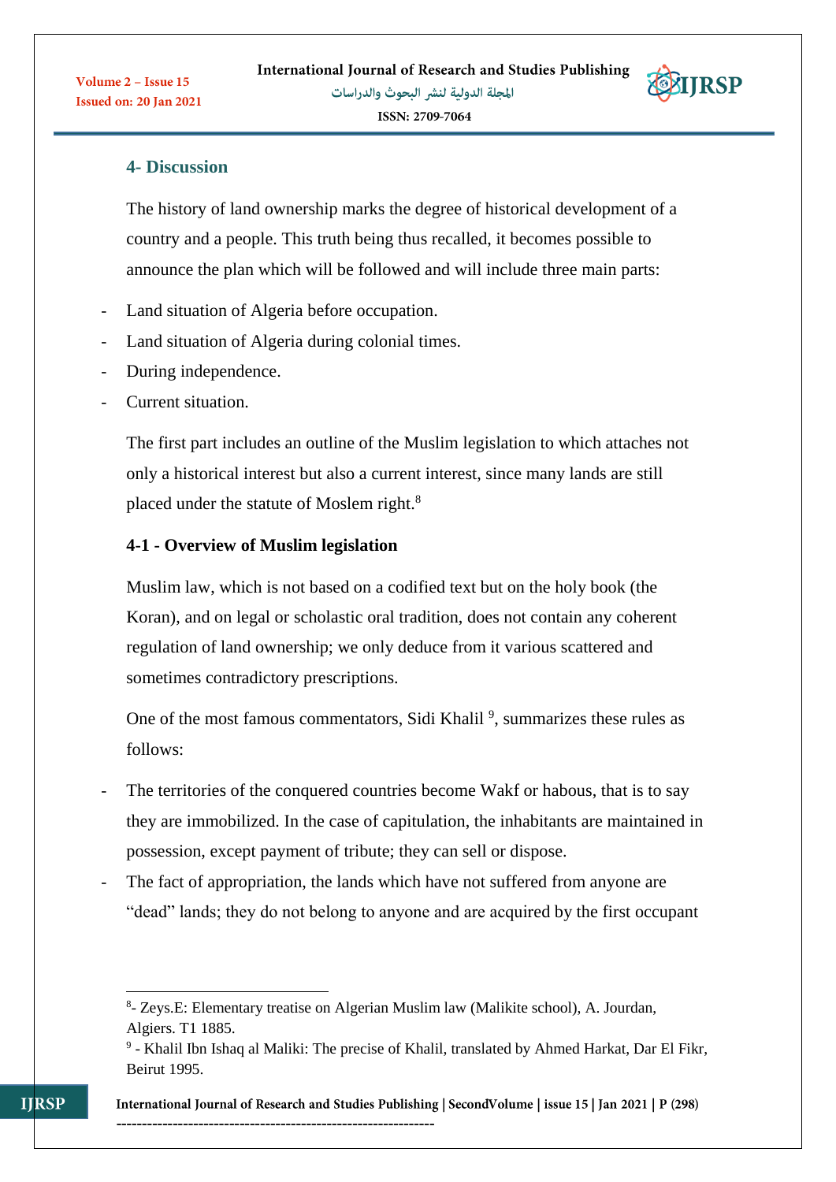## 4- Discussion

The history of land ownership marks the degree of historical development of a country and a people. This truth being thus recalled, it becomes possible to announce the plan which will be followed and will include three main parts:

- Land situation of Algeria before occupation.
- Land situation of Algeria during colonial times.
- During independence.
- Current situation.

The first part includes an outline of the Muslim legislation to which attaches not only a historical interest but also a current interest, since many lands are still placed under the statute of Moslem right.[8]

### 4-1 - Overview of Muslim legislation

Muslim law, which is not based on a codified text but on the holy book (the Koran), and on legal or scholastic oral tradition, does not contain any coherent regulation of land ownership; we only deduce from it various scattered and sometimes contradictory prescriptions.

One of the most famous commentators, Sidi Khalil [9], summarizes these rules as follows:

- The territories of the conquered countries become Wakf or habous, that is to say they are immobilized. In the case of capitulation, the inhabitants are maintained in possession, except payment of tribute; they can sell or dispose.
- The fact of appropriation, the lands which have not suffered from anyone are "dead" lands; they do not belong to anyone and are acquired by the first occupant

---

[8]- Zeys.E: Elementary treatise on Algerian Muslim law (Malikite school), A. Jourdan, Algiers. T1 1885.

[9] - Khalil Ibn Ishaq al Maliki: The precise of Khalil, translated by Ahmed Harkat, Dar El Fikr, Beirut 1995.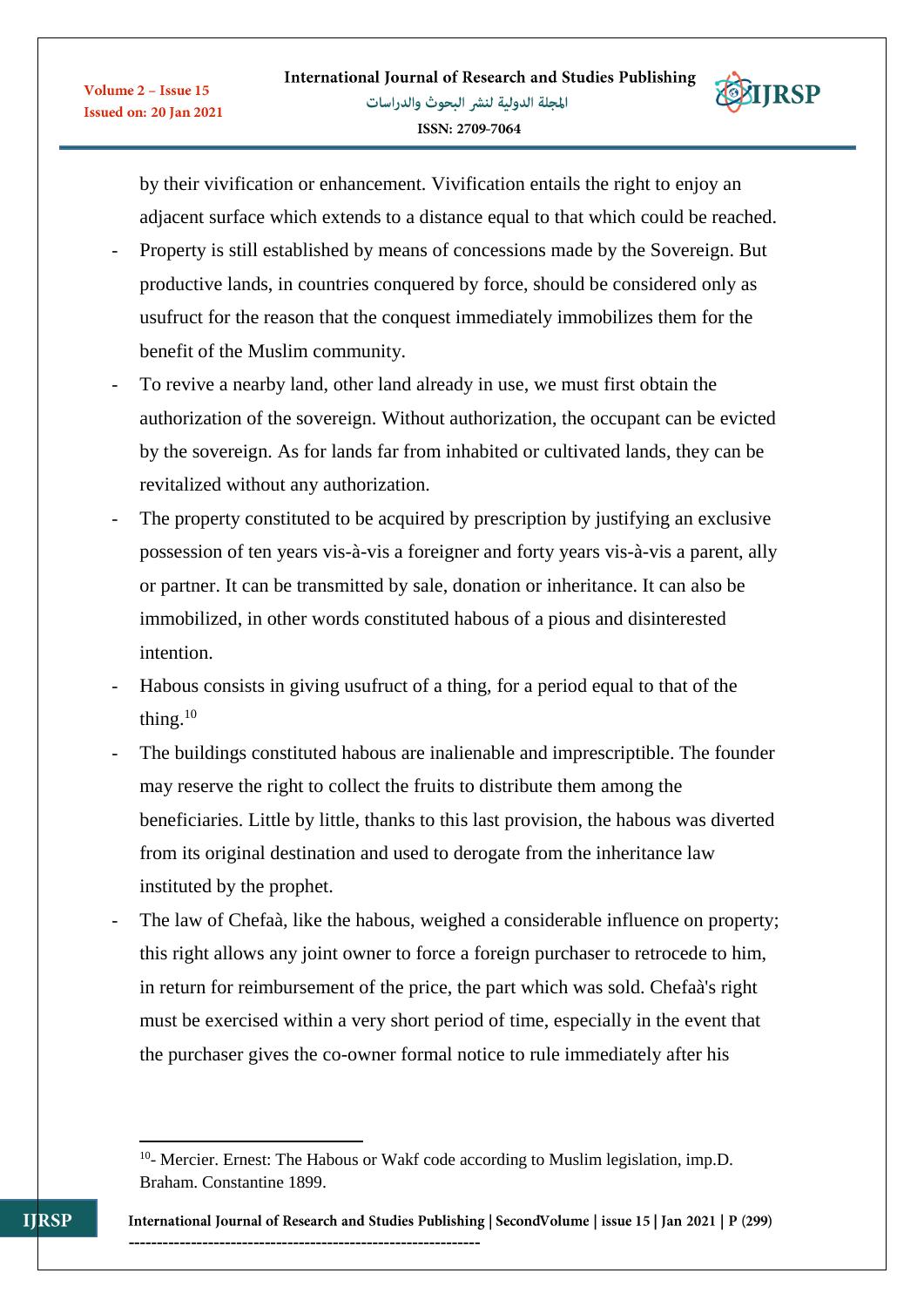by their vivification or enhancement. Vivification entails the right to enjoy an adjacent surface which extends to a distance equal to that which could be reached.

- Property is still established by means of concessions made by the Sovereign. But productive lands, in countries conquered by force, should be considered only as usufruct for the reason that the conquest immediately immobilizes them for the benefit of the Muslim community.
- To revive a nearby land, other land already in use, we must first obtain the authorization of the sovereign. Without authorization, the occupant can be evicted by the sovereign. As for lands far from inhabited or cultivated lands, they can be revitalized without any authorization.
- The property constituted to be acquired by prescription by justifying an exclusive possession of ten years vis-à-vis a foreigner and forty years vis-à-vis a parent, ally or partner. It can be transmitted by sale, donation or inheritance. It can also be immobilized, in other words constituted habous of a pious and disinterested intention.
- Habous consists in giving usufruct of a thing, for a period equal to that of the thing.[10]
- The buildings constituted habous are inalienable and imprescriptible. The founder may reserve the right to collect the fruits to distribute them among the beneficiaries. Little by little, thanks to this last provision, the habous was diverted from its original destination and used to derogate from the inheritance law instituted by the prophet.
- The law of Chefaà, like the habous, weighed a considerable influence on property; this right allows any joint owner to force a foreign purchaser to retrocede to him, in return for reimbursement of the price, the part which was sold. Chefaà's right must be exercised within a very short period of time, especially in the event that the purchaser gives the co-owner formal notice to rule immediately after his

---

[10]- Mercier. Ernest: The Habous or Wakf code according to Muslim legislation, imp.D. Braham. Constantine 1899.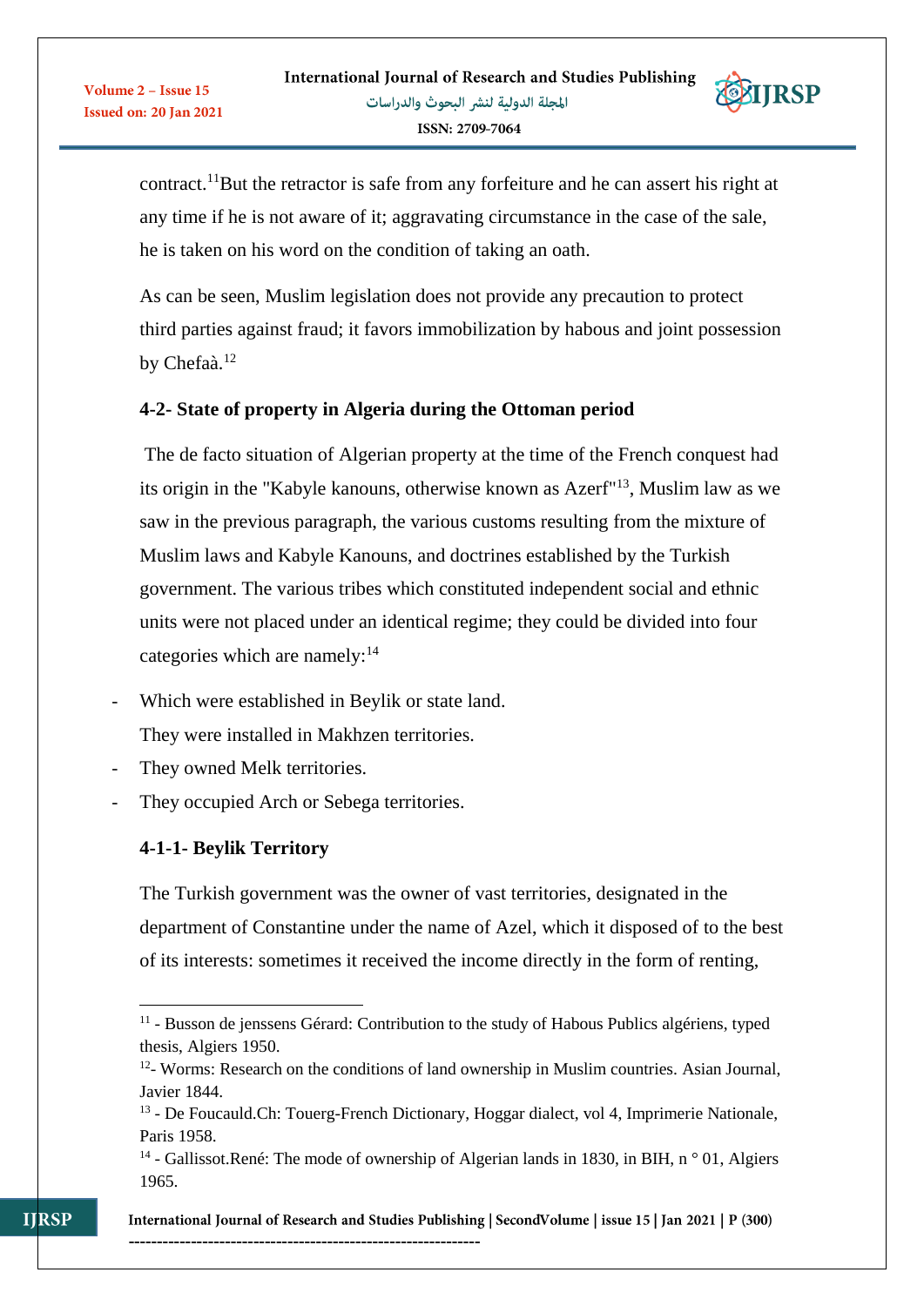contract.[11]But the retractor is safe from any forfeiture and he can assert his right at any time if he is not aware of it; aggravating circumstance in the case of the sale, he is taken on his word on the condition of taking an oath.

As can be seen, Muslim legislation does not provide any precaution to protect third parties against fraud; it favors immobilization by habous and joint possession by Chefaà.[12]

### 4-2- State of property in Algeria during the Ottoman period

The de facto situation of Algerian property at the time of the French conquest had its origin in the "Kabyle kanouns, otherwise known as Azerf"[13], Muslim law as we saw in the previous paragraph, the various customs resulting from the mixture of Muslim laws and Kabyle Kanouns, and doctrines established by the Turkish government. The various tribes which constituted independent social and ethnic units were not placed under an identical regime; they could be divided into four categories which are namely:[14]

- Which were established in Beylik or state land.
  They were installed in Makhzen territories.
- They owned Melk territories.
- They occupied Arch or Sebega territories.

#### 4-1-1- Beylik Territory

The Turkish government was the owner of vast territories, designated in the department of Constantine under the name of Azel, which it disposed of to the best of its interests: sometimes it received the income directly in the form of renting,

---

[11] - Busson de jenssens Gérard: Contribution to the study of Habous Publics algériens, typed thesis, Algiers 1950.

[12]- Worms: Research on the conditions of land ownership in Muslim countries. Asian Journal, Javier 1844.

[13] - De Foucauld.Ch: Touerg-French Dictionary, Hoggar dialect, vol 4, Imprimerie Nationale, Paris 1958.

[14] - Gallissot.René: The mode of ownership of Algerian lands in 1830, in BIH, n ° 01, Algiers 1965.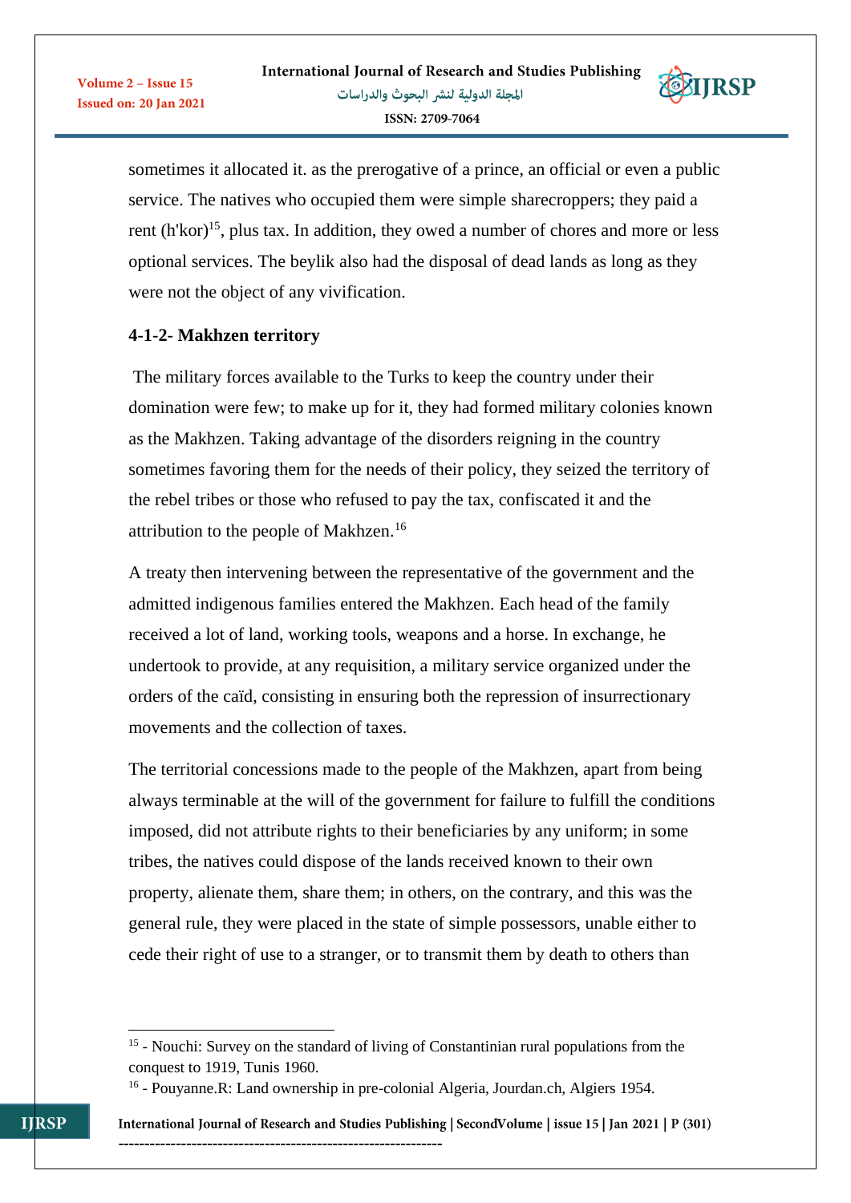sometimes it allocated it. as the prerogative of a prince, an official or even a public service. The natives who occupied them were simple sharecroppers; they paid a rent (h'kor)[15], plus tax. In addition, they owed a number of chores and more or less optional services. The beylik also had the disposal of dead lands as long as they were not the object of any vivification.

#### 4-1-2- Makhzen territory

The military forces available to the Turks to keep the country under their domination were few; to make up for it, they had formed military colonies known as the Makhzen. Taking advantage of the disorders reigning in the country sometimes favoring them for the needs of their policy, they seized the territory of the rebel tribes or those who refused to pay the tax, confiscated it and the attribution to the people of Makhzen.[16]

A treaty then intervening between the representative of the government and the admitted indigenous families entered the Makhzen. Each head of the family received a lot of land, working tools, weapons and a horse. In exchange, he undertook to provide, at any requisition, a military service organized under the orders of the caïd, consisting in ensuring both the repression of insurrectionary movements and the collection of taxes.

The territorial concessions made to the people of the Makhzen, apart from being always terminable at the will of the government for failure to fulfill the conditions imposed, did not attribute rights to their beneficiaries by any uniform; in some tribes, the natives could dispose of the lands received known to their own property, alienate them, share them; in others, on the contrary, and this was the general rule, they were placed in the state of simple possessors, unable either to cede their right of use to a stranger, or to transmit them by death to others than

---

[15] - Nouchi: Survey on the standard of living of Constantinian rural populations from the conquest to 1919, Tunis 1960.

[16] - Pouyanne.R: Land ownership in pre-colonial Algeria, Jourdan.ch, Algiers 1954.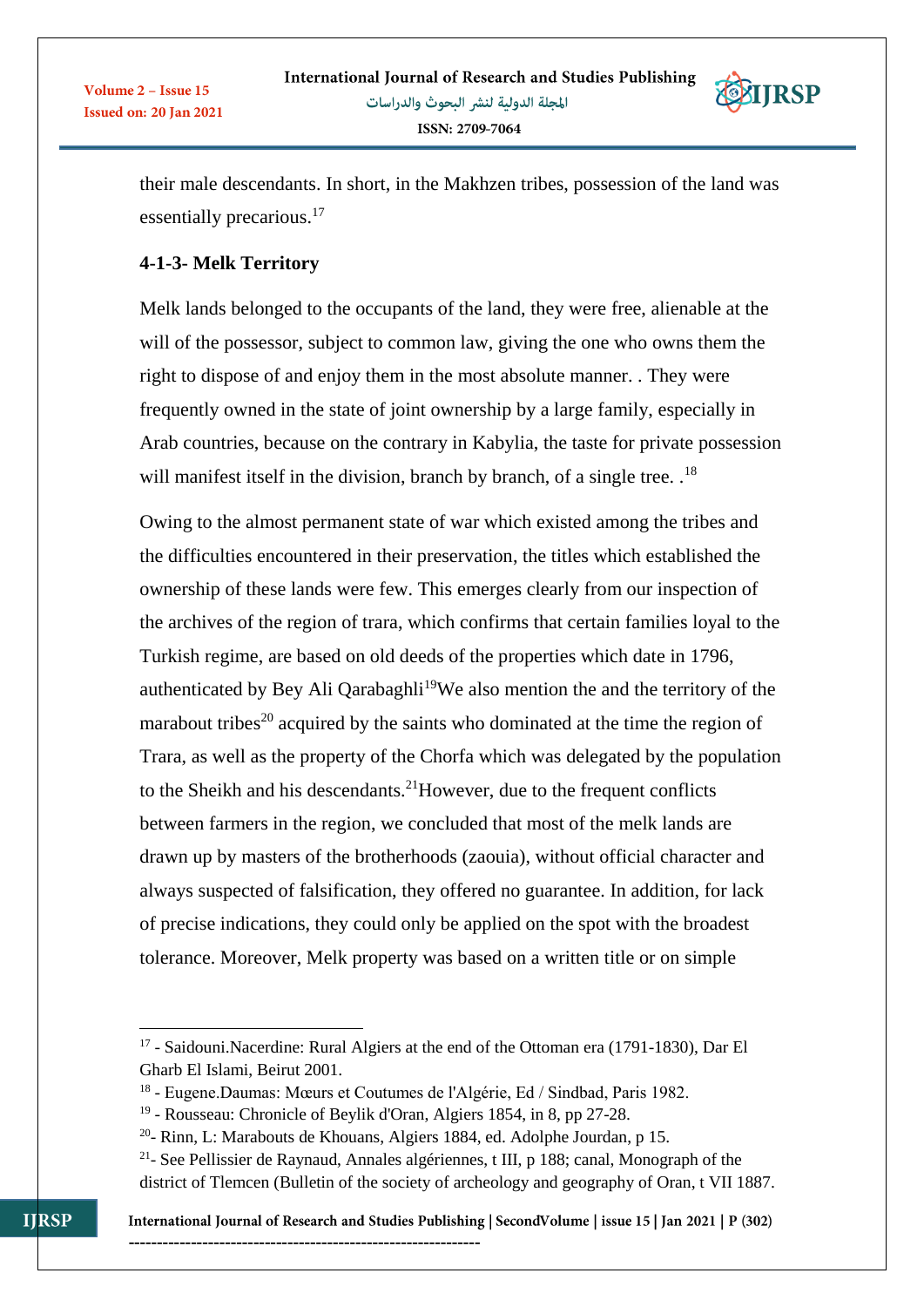their male descendants. In short, in the Makhzen tribes, possession of the land was essentially precarious.[17]

### 4-1-3- Melk Territory

Melk lands belonged to the occupants of the land, they were free, alienable at the will of the possessor, subject to common law, giving the one who owns them the right to dispose of and enjoy them in the most absolute manner. . They were frequently owned in the state of joint ownership by a large family, especially in Arab countries, because on the contrary in Kabylia, the taste for private possession will manifest itself in the division, branch by branch, of a single tree. .[18]

Owing to the almost permanent state of war which existed among the tribes and the difficulties encountered in their preservation, the titles which established the ownership of these lands were few. This emerges clearly from our inspection of the archives of the region of trara, which confirms that certain families loyal to the Turkish regime, are based on old deeds of the properties which date in 1796, authenticated by Bey Ali Qarabaghli[19]We also mention the and the territory of the marabout tribes[20] acquired by the saints who dominated at the time the region of Trara, as well as the property of the Chorfa which was delegated by the population to the Sheikh and his descendants.[21]However, due to the frequent conflicts between farmers in the region, we concluded that most of the melk lands are drawn up by masters of the brotherhoods (zaouia), without official character and always suspected of falsification, they offered no guarantee. In addition, for lack of precise indications, they could only be applied on the spot with the broadest tolerance. Moreover, Melk property was based on a written title or on simple

---

[17] - Saidouni.Nacerdine: Rural Algiers at the end of the Ottoman era (1791-1830), Dar El Gharb El Islami, Beirut 2001.

[18] - Eugene.Daumas: Mœurs et Coutumes de l'Algérie, Ed / Sindbad, Paris 1982.

[19] - Rousseau: Chronicle of Beylik d'Oran, Algiers 1854, in 8, pp 27-28.

[20]- Rinn, L: Marabouts de Khouans, Algiers 1884, ed. Adolphe Jourdan, p 15.

[21]- See Pellissier de Raynaud, Annales algériennes, t III, p 188; canal, Monograph of the district of Tlemcen (Bulletin of the society of archeology and geography of Oran, t VII 1887.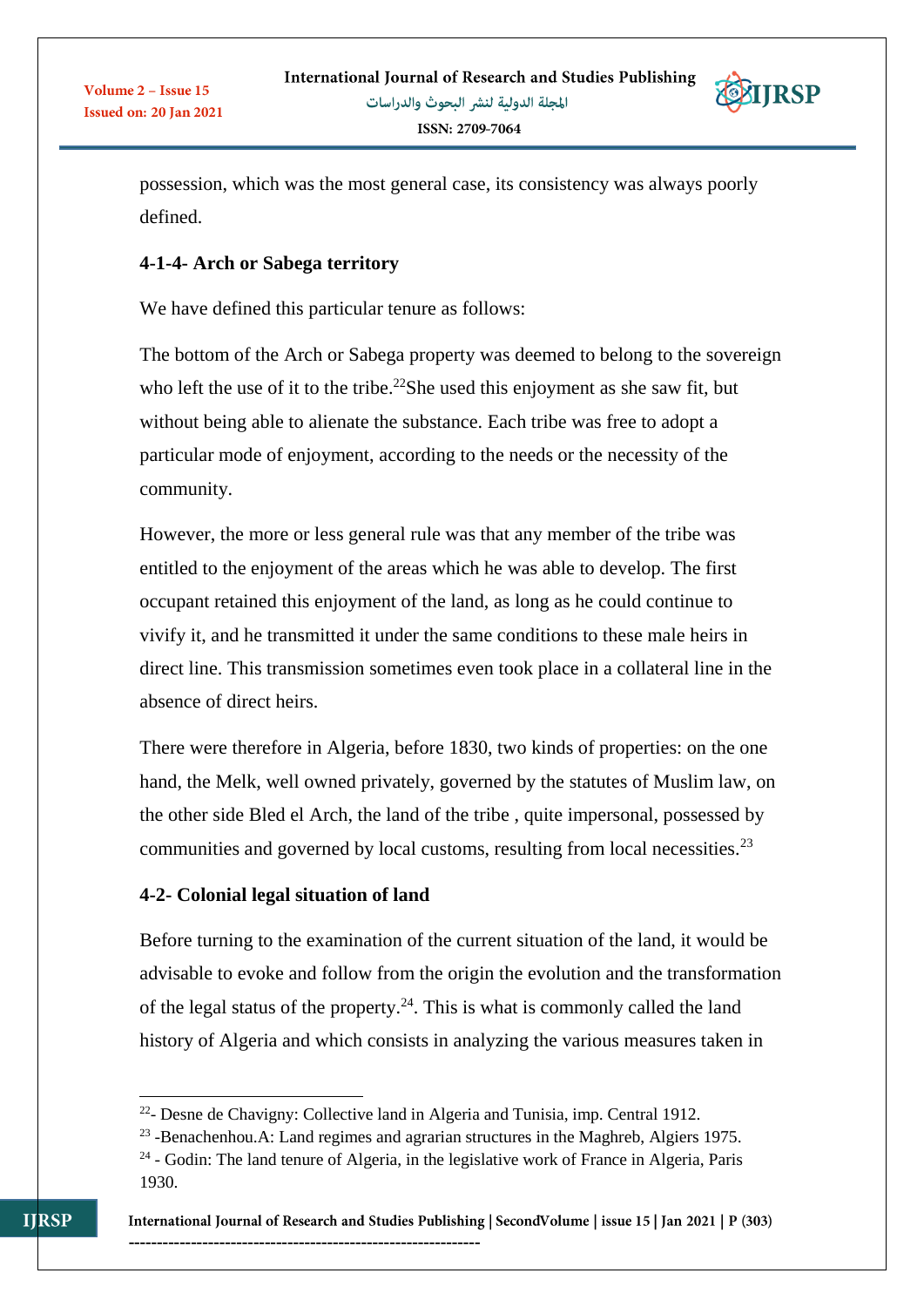possession, which was the most general case, its consistency was always poorly defined.

### 4-1-4- Arch or Sabega territory

We have defined this particular tenure as follows:

The bottom of the Arch or Sabega property was deemed to belong to the sovereign who left the use of it to the tribe.[22]She used this enjoyment as she saw fit, but without being able to alienate the substance. Each tribe was free to adopt a particular mode of enjoyment, according to the needs or the necessity of the community.

However, the more or less general rule was that any member of the tribe was entitled to the enjoyment of the areas which he was able to develop. The first occupant retained this enjoyment of the land, as long as he could continue to vivify it, and he transmitted it under the same conditions to these male heirs in direct line. This transmission sometimes even took place in a collateral line in the absence of direct heirs.

There were therefore in Algeria, before 1830, two kinds of properties: on the one hand, the Melk, well owned privately, governed by the statutes of Muslim law, on the other side Bled el Arch, the land of the tribe , quite impersonal, possessed by communities and governed by local customs, resulting from local necessities.[23]

## 4-2- Colonial legal situation of land

Before turning to the examination of the current situation of the land, it would be advisable to evoke and follow from the origin the evolution and the transformation of the legal status of the property.[24]. This is what is commonly called the land history of Algeria and which consists in analyzing the various measures taken in

---

[22]- Desne de Chavigny: Collective land in Algeria and Tunisia, imp. Central 1912.

[23] -Benachenhou.A: Land regimes and agrarian structures in the Maghreb, Algiers 1975.

[24] - Godin: The land tenure of Algeria, in the legislative work of France in Algeria, Paris 1930.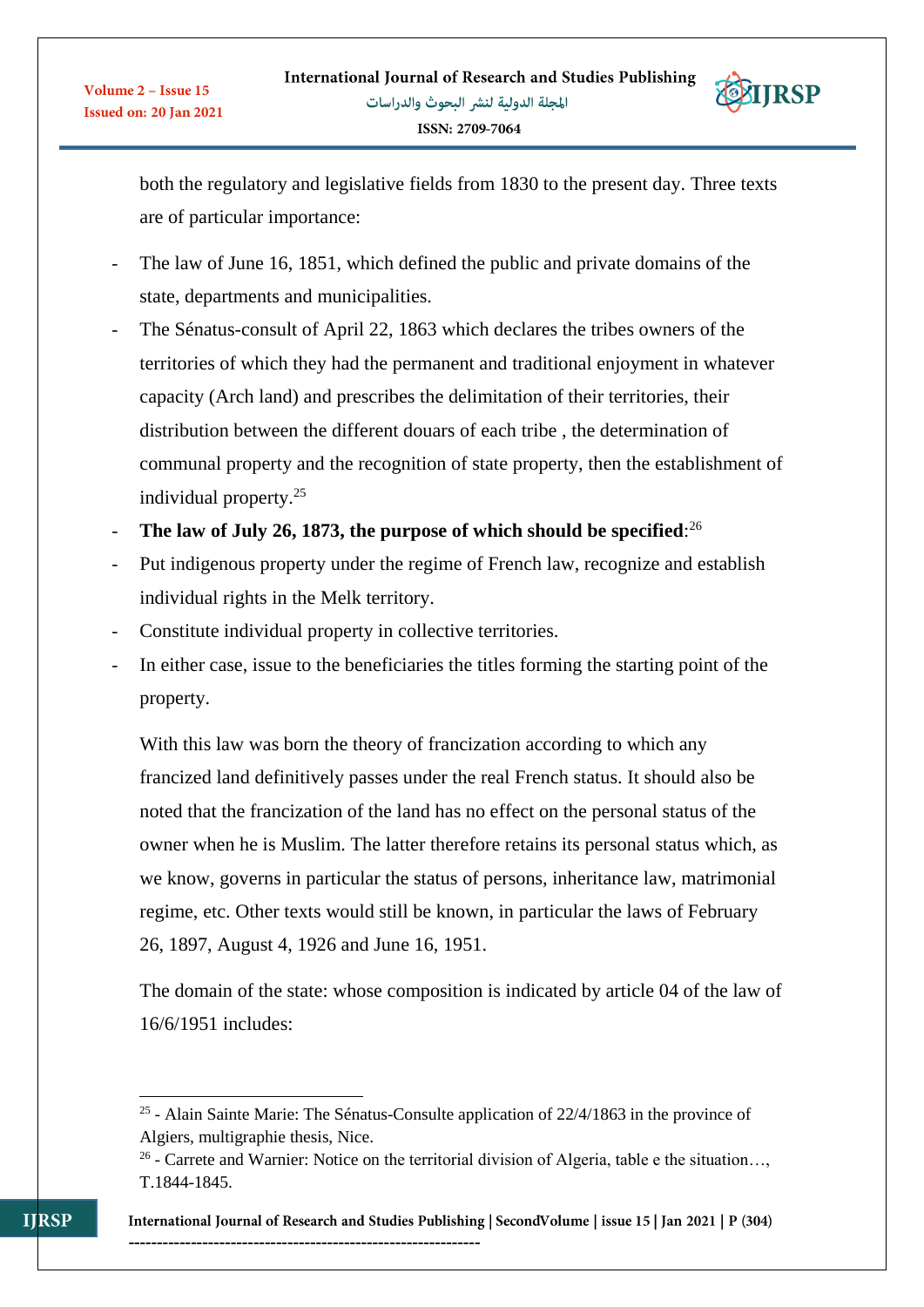both the regulatory and legislative fields from 1830 to the present day. Three texts are of particular importance:

- The law of June 16, 1851, which defined the public and private domains of the state, departments and municipalities.
- The Sénatus-consult of April 22, 1863 which declares the tribes owners of the territories of which they had the permanent and traditional enjoyment in whatever capacity (Arch land) and prescribes the delimitation of their territories, their distribution between the different douars of each tribe , the determination of communal property and the recognition of state property, then the establishment of individual property.[25]
- **The law of July 26, 1873, the purpose of which should be specified**:[26]
- Put indigenous property under the regime of French law, recognize and establish individual rights in the Melk territory.
- Constitute individual property in collective territories.
- In either case, issue to the beneficiaries the titles forming the starting point of the property.

With this law was born the theory of francization according to which any francized land definitively passes under the real French status. It should also be noted that the francization of the land has no effect on the personal status of the owner when he is Muslim. The latter therefore retains its personal status which, as we know, governs in particular the status of persons, inheritance law, matrimonial regime, etc. Other texts would still be known, in particular the laws of February 26, 1897, August 4, 1926 and June 16, 1951.

The domain of the state: whose composition is indicated by article 04 of the law of 16/6/1951 includes:

---

[25] - Alain Sainte Marie: The Sénatus-Consulte application of 22/4/1863 in the province of Algiers, multigraphie thesis, Nice.

[26] - Carrete and Warnier: Notice on the territorial division of Algeria, table e the situation…, T.1844-1845.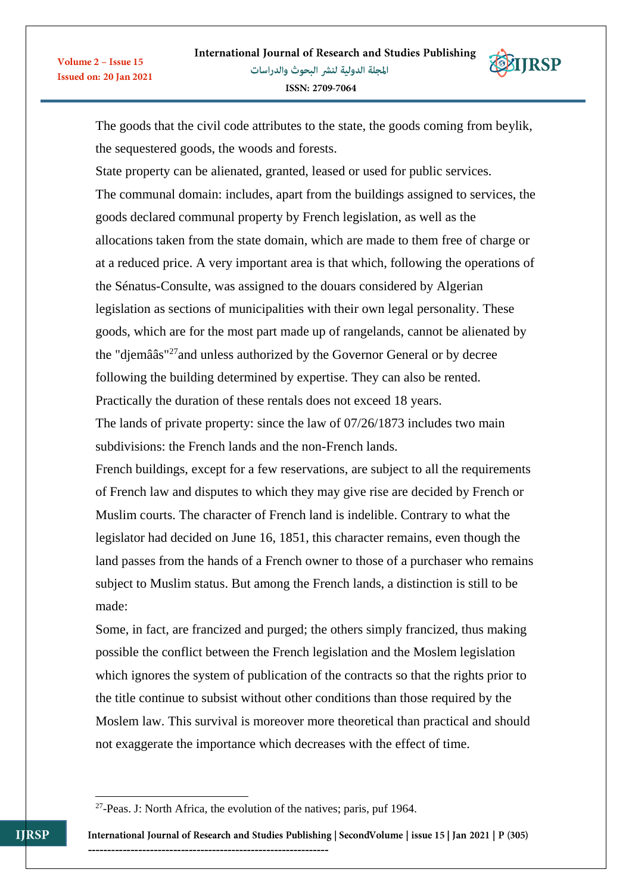The goods that the civil code attributes to the state, the goods coming from beylik, the sequestered goods, the woods and forests.

State property can be alienated, granted, leased or used for public services.

The communal domain: includes, apart from the buildings assigned to services, the goods declared communal property by French legislation, as well as the allocations taken from the state domain, which are made to them free of charge or at a reduced price. A very important area is that which, following the operations of the Sénatus-Consulte, was assigned to the douars considered by Algerian legislation as sections of municipalities with their own legal personality. These goods, which are for the most part made up of rangelands, cannot be alienated by the "djemââs"[27]and unless authorized by the Governor General or by decree following the building determined by expertise. They can also be rented. Practically the duration of these rentals does not exceed 18 years.

The lands of private property: since the law of 07/26/1873 includes two main subdivisions: the French lands and the non-French lands.

French buildings, except for a few reservations, are subject to all the requirements of French law and disputes to which they may give rise are decided by French or Muslim courts. The character of French land is indelible. Contrary to what the legislator had decided on June 16, 1851, this character remains, even though the land passes from the hands of a French owner to those of a purchaser who remains subject to Muslim status. But among the French lands, a distinction is still to be made:

Some, in fact, are francized and purged; the others simply francized, thus making possible the conflict between the French legislation and the Moslem legislation which ignores the system of publication of the contracts so that the rights prior to the title continue to subsist without other conditions than those required by the Moslem law. This survival is moreover more theoretical than practical and should not exaggerate the importance which decreases with the effect of time.

---

[27]-Peas. J: North Africa, the evolution of the natives; paris, puf 1964.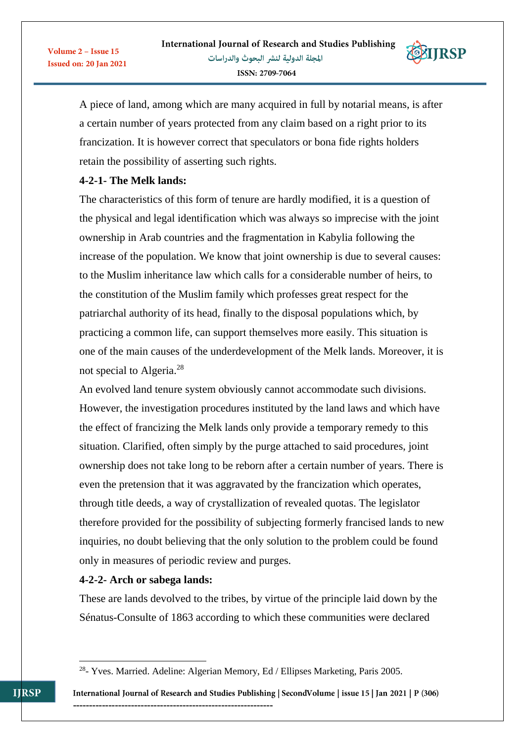A piece of land, among which are many acquired in full by notarial means, is after a certain number of years protected from any claim based on a right prior to its francization. It is however correct that speculators or bona fide rights holders retain the possibility of asserting such rights.

### 4-2-1- The Melk lands:

The characteristics of this form of tenure are hardly modified, it is a question of the physical and legal identification which was always so imprecise with the joint ownership in Arab countries and the fragmentation in Kabylia following the increase of the population. We know that joint ownership is due to several causes: to the Muslim inheritance law which calls for a considerable number of heirs, to the constitution of the Muslim family which professes great respect for the patriarchal authority of its head, finally to the disposal populations which, by practicing a common life, can support themselves more easily. This situation is one of the main causes of the underdevelopment of the Melk lands. Moreover, it is not special to Algeria.[28]

An evolved land tenure system obviously cannot accommodate such divisions. However, the investigation procedures instituted by the land laws and which have the effect of francizing the Melk lands only provide a temporary remedy to this situation. Clarified, often simply by the purge attached to said procedures, joint ownership does not take long to be reborn after a certain number of years. There is even the pretension that it was aggravated by the francization which operates, through title deeds, a way of crystallization of revealed quotas. The legislator therefore provided for the possibility of subjecting formerly francised lands to new inquiries, no doubt believing that the only solution to the problem could be found only in measures of periodic review and purges.

### 4-2-2- Arch or sabega lands:

These are lands devolved to the tribes, by virtue of the principle laid down by the Sénatus-Consulte of 1863 according to which these communities were declared

---

[28]- Yves. Married. Adeline: Algerian Memory, Ed / Ellipses Marketing, Paris 2005.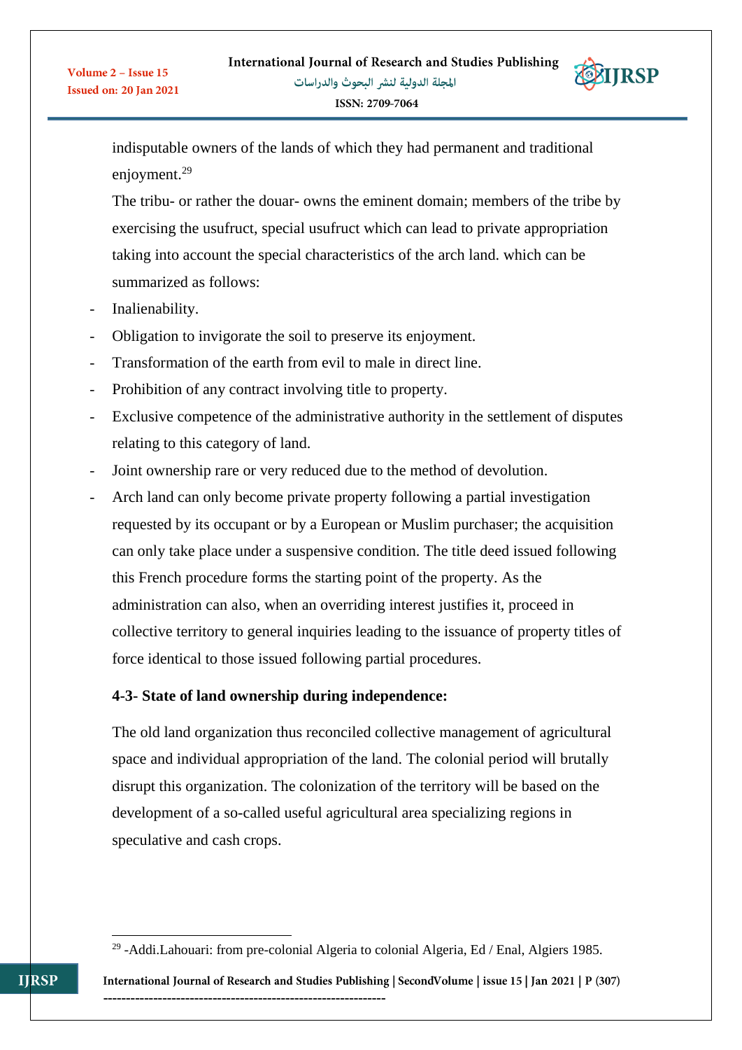indisputable owners of the lands of which they had permanent and traditional enjoyment.[29]

The tribu- or rather the douar- owns the eminent domain; members of the tribe by exercising the usufruct, special usufruct which can lead to private appropriation taking into account the special characteristics of the arch land. which can be summarized as follows:

- Inalienability.
- Obligation to invigorate the soil to preserve its enjoyment.
- Transformation of the earth from evil to male in direct line.
- Prohibition of any contract involving title to property.
- Exclusive competence of the administrative authority in the settlement of disputes relating to this category of land.
- Joint ownership rare or very reduced due to the method of devolution.
- Arch land can only become private property following a partial investigation requested by its occupant or by a European or Muslim purchaser; the acquisition can only take place under a suspensive condition. The title deed issued following this French procedure forms the starting point of the property. As the administration can also, when an overriding interest justifies it, proceed in collective territory to general inquiries leading to the issuance of property titles of force identical to those issued following partial procedures.

### 4-3- State of land ownership during independence:

The old land organization thus reconciled collective management of agricultural space and individual appropriation of the land. The colonial period will brutally disrupt this organization. The colonization of the territory will be based on the development of a so-called useful agricultural area specializing regions in speculative and cash crops.

---

[29] -Addi.Lahouari: from pre-colonial Algeria to colonial Algeria, Ed / Enal, Algiers 1985.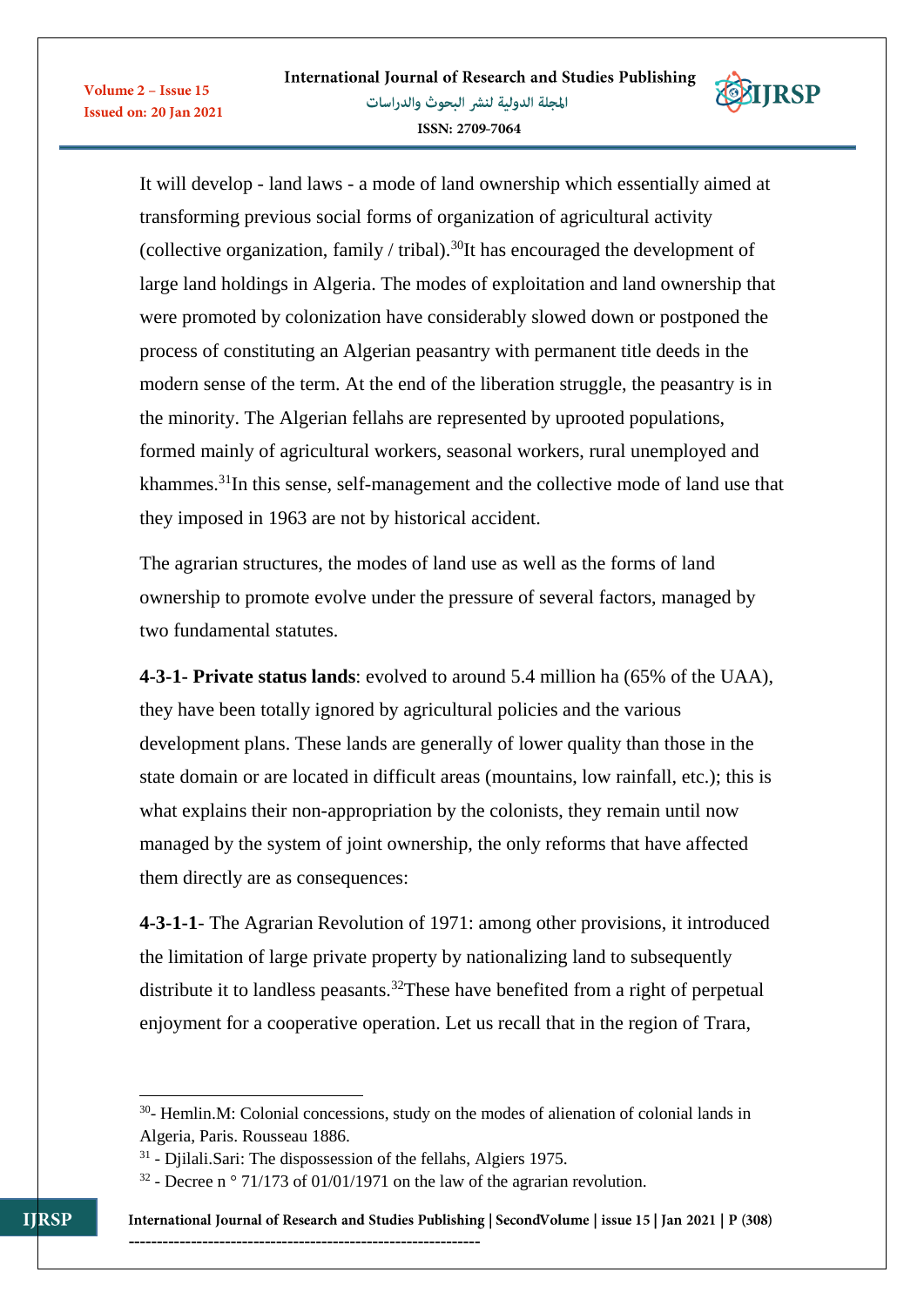It will develop - land laws - a mode of land ownership which essentially aimed at transforming previous social forms of organization of agricultural activity (collective organization, family / tribal).[30]It has encouraged the development of large land holdings in Algeria. The modes of exploitation and land ownership that were promoted by colonization have considerably slowed down or postponed the process of constituting an Algerian peasantry with permanent title deeds in the modern sense of the term. At the end of the liberation struggle, the peasantry is in the minority. The Algerian fellahs are represented by uprooted populations, formed mainly of agricultural workers, seasonal workers, rural unemployed and khammes.[31]In this sense, self-management and the collective mode of land use that they imposed in 1963 are not by historical accident.

The agrarian structures, the modes of land use as well as the forms of land ownership to promote evolve under the pressure of several factors, managed by two fundamental statutes.

**4-3-1- Private status lands**: evolved to around 5.4 million ha (65% of the UAA), they have been totally ignored by agricultural policies and the various development plans. These lands are generally of lower quality than those in the state domain or are located in difficult areas (mountains, low rainfall, etc.); this is what explains their non-appropriation by the colonists, they remain until now managed by the system of joint ownership, the only reforms that have affected them directly are as consequences:

**4-3-1-1**- The Agrarian Revolution of 1971: among other provisions, it introduced the limitation of large private property by nationalizing land to subsequently distribute it to landless peasants.[32]These have benefited from a right of perpetual enjoyment for a cooperative operation. Let us recall that in the region of Trara,

---

[30]- Hemlin.M: Colonial concessions, study on the modes of alienation of colonial lands in Algeria, Paris. Rousseau 1886.

[31] - Djilali.Sari: The dispossession of the fellahs, Algiers 1975.

[32] - Decree n ° 71/173 of 01/01/1971 on the law of the agrarian revolution.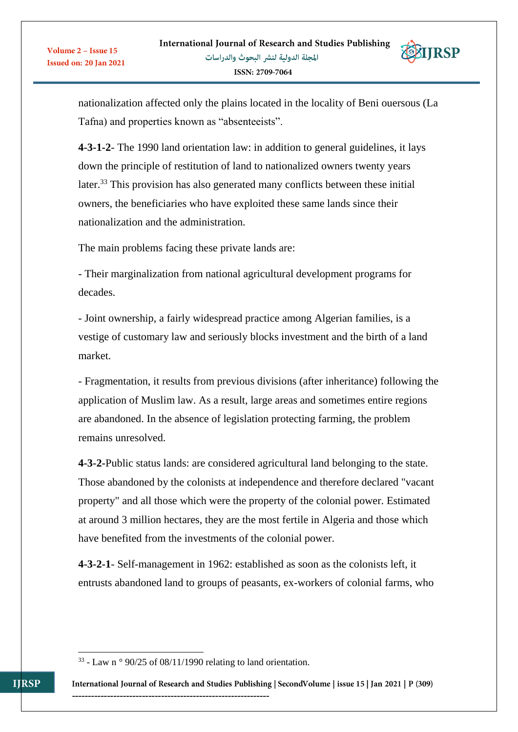nationalization affected only the plains located in the locality of Beni ouersous (La Tafna) and properties known as "absenteeists".

**4-3-1-2**- The 1990 land orientation law: in addition to general guidelines, it lays down the principle of restitution of land to nationalized owners twenty years later.[33] This provision has also generated many conflicts between these initial owners, the beneficiaries who have exploited these same lands since their nationalization and the administration.

The main problems facing these private lands are:

- Their marginalization from national agricultural development programs for decades.

- Joint ownership, a fairly widespread practice among Algerian families, is a vestige of customary law and seriously blocks investment and the birth of a land market.

- Fragmentation, it results from previous divisions (after inheritance) following the application of Muslim law. As a result, large areas and sometimes entire regions are abandoned. In the absence of legislation protecting farming, the problem remains unresolved.

**4-3-2-**Public status lands: are considered agricultural land belonging to the state. Those abandoned by the colonists at independence and therefore declared "vacant property" and all those which were the property of the colonial power. Estimated at around 3 million hectares, they are the most fertile in Algeria and those which have benefited from the investments of the colonial power.

**4-3-2-1**- Self-management in 1962: established as soon as the colonists left, it entrusts abandoned land to groups of peasants, ex-workers of colonial farms, who

---

[33] - Law n ° 90/25 of 08/11/1990 relating to land orientation.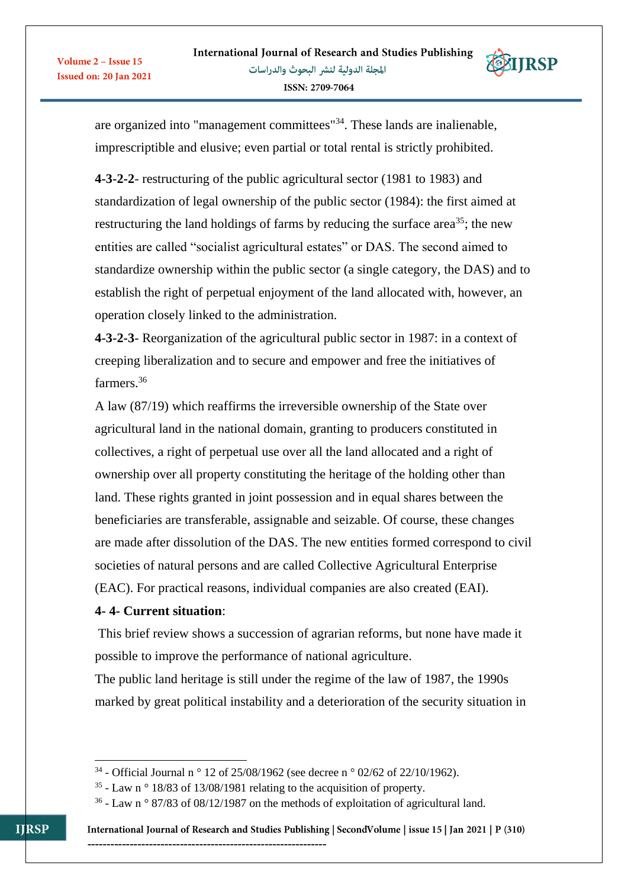are organized into "management committees"[34]. These lands are inalienable, imprescriptible and elusive; even partial or total rental is strictly prohibited.

**4-3-2-2**- restructuring of the public agricultural sector (1981 to 1983) and standardization of legal ownership of the public sector (1984): the first aimed at restructuring the land holdings of farms by reducing the surface area[35]; the new entities are called "socialist agricultural estates" or DAS. The second aimed to standardize ownership within the public sector (a single category, the DAS) and to establish the right of perpetual enjoyment of the land allocated with, however, an operation closely linked to the administration.

**4-3-2-3**- Reorganization of the agricultural public sector in 1987: in a context of creeping liberalization and to secure and empower and free the initiatives of farmers.[36]

A law (87/19) which reaffirms the irreversible ownership of the State over agricultural land in the national domain, granting to producers constituted in collectives, a right of perpetual use over all the land allocated and a right of ownership over all property constituting the heritage of the holding other than land. These rights granted in joint possession and in equal shares between the beneficiaries are transferable, assignable and seizable. Of course, these changes are made after dissolution of the DAS. The new entities formed correspond to civil societies of natural persons and are called Collective Agricultural Enterprise (EAC). For practical reasons, individual companies are also created (EAI).

**4- 4- Current situation**:

This brief review shows a succession of agrarian reforms, but none have made it possible to improve the performance of national agriculture.

The public land heritage is still under the regime of the law of 1987, the 1990s marked by great political instability and a deterioration of the security situation in

---

[34] - Official Journal n ° 12 of 25/08/1962 (see decree n ° 02/62 of 22/10/1962).

[35] - Law n ° 18/83 of 13/08/1981 relating to the acquisition of property.

[36] - Law n ° 87/83 of 08/12/1987 on the methods of exploitation of agricultural land.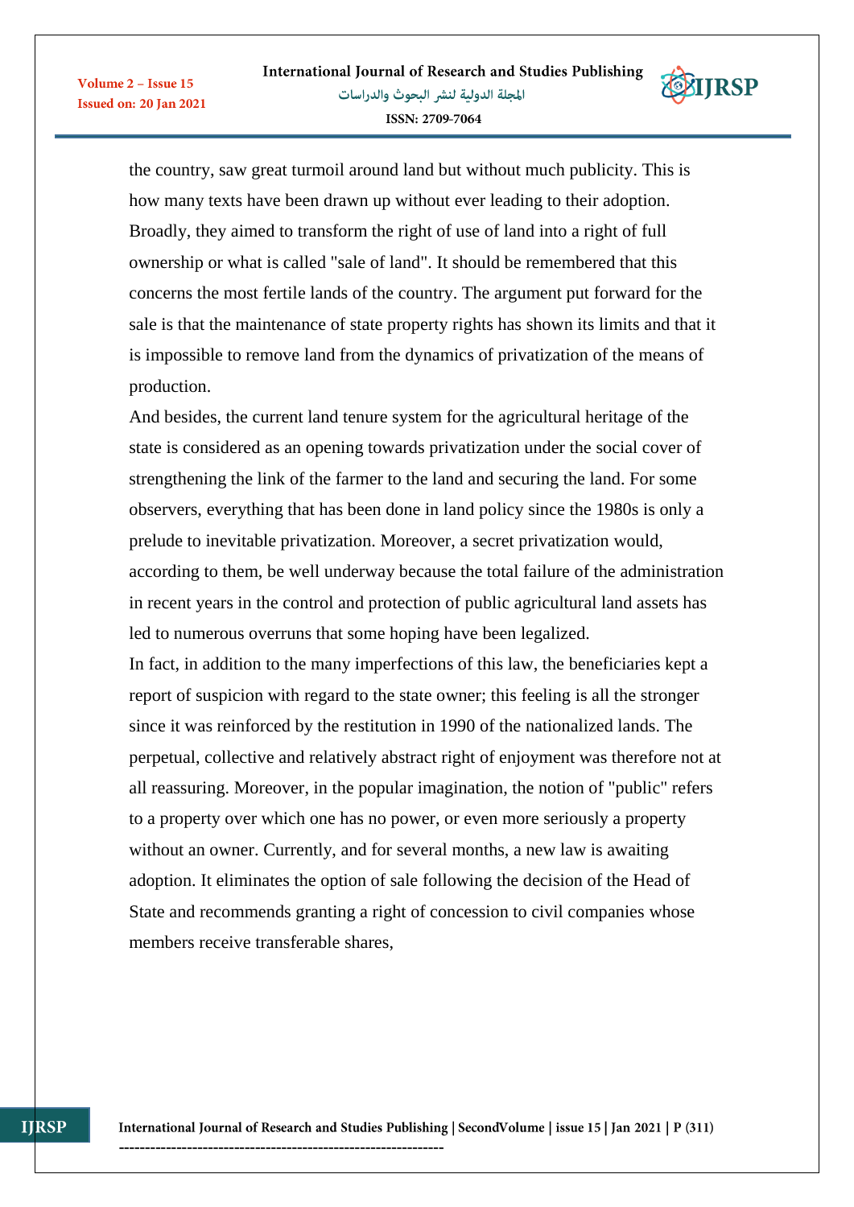the country, saw great turmoil around land but without much publicity. This is how many texts have been drawn up without ever leading to their adoption. Broadly, they aimed to transform the right of use of land into a right of full ownership or what is called "sale of land". It should be remembered that this concerns the most fertile lands of the country. The argument put forward for the sale is that the maintenance of state property rights has shown its limits and that it is impossible to remove land from the dynamics of privatization of the means of production.

And besides, the current land tenure system for the agricultural heritage of the state is considered as an opening towards privatization under the social cover of strengthening the link of the farmer to the land and securing the land. For some observers, everything that has been done in land policy since the 1980s is only a prelude to inevitable privatization. Moreover, a secret privatization would, according to them, be well underway because the total failure of the administration in recent years in the control and protection of public agricultural land assets has led to numerous overruns that some hoping have been legalized.

In fact, in addition to the many imperfections of this law, the beneficiaries kept a report of suspicion with regard to the state owner; this feeling is all the stronger since it was reinforced by the restitution in 1990 of the nationalized lands. The perpetual, collective and relatively abstract right of enjoyment was therefore not at all reassuring. Moreover, in the popular imagination, the notion of "public" refers to a property over which one has no power, or even more seriously a property without an owner. Currently, and for several months, a new law is awaiting adoption. It eliminates the option of sale following the decision of the Head of State and recommends granting a right of concession to civil companies whose members receive transferable shares,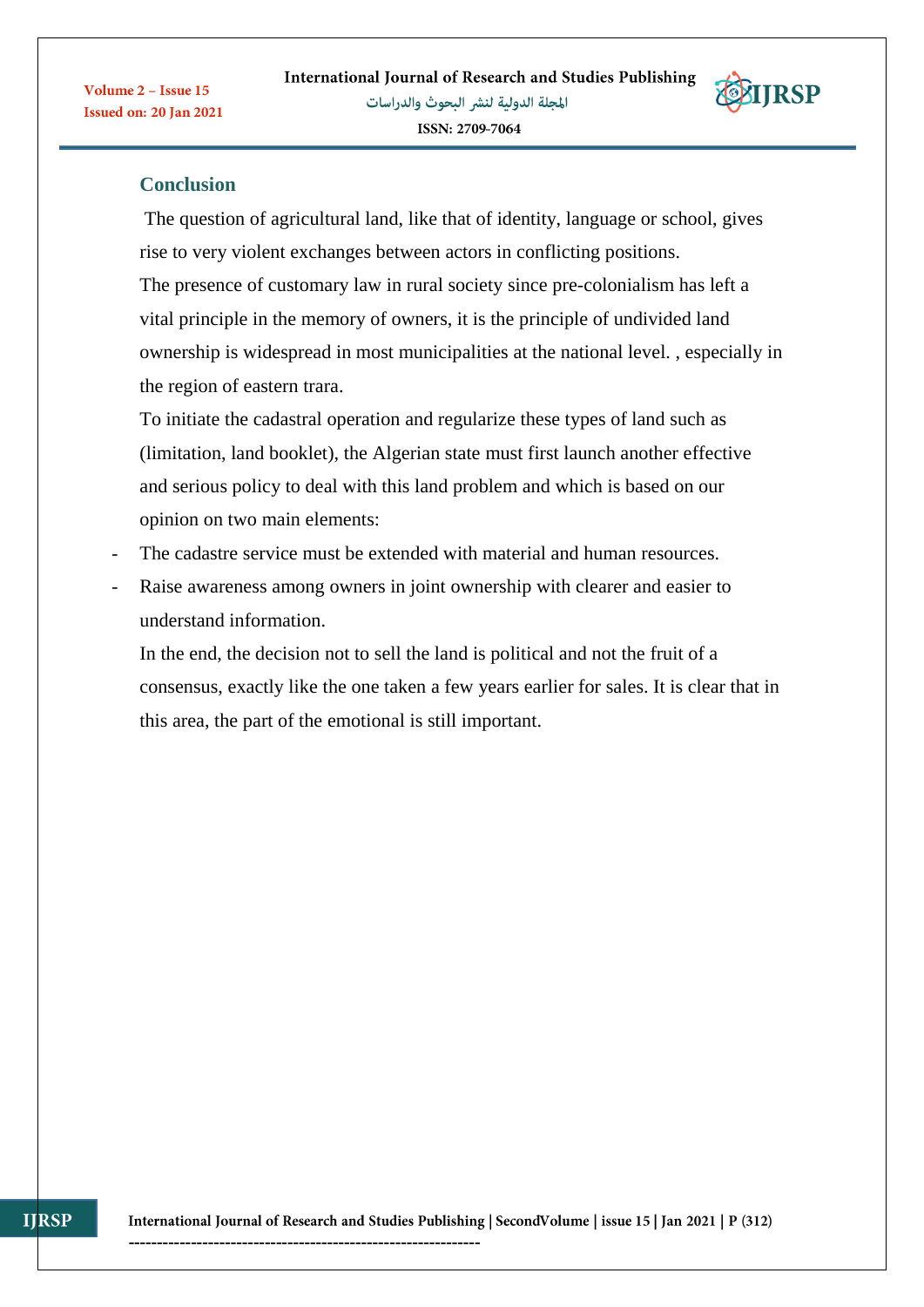## Conclusion

The question of agricultural land, like that of identity, language or school, gives rise to very violent exchanges between actors in conflicting positions.

The presence of customary law in rural society since pre-colonialism has left a vital principle in the memory of owners, it is the principle of undivided land ownership is widespread in most municipalities at the national level. , especially in the region of eastern trara.

To initiate the cadastral operation and regularize these types of land such as (limitation, land booklet), the Algerian state must first launch another effective and serious policy to deal with this land problem and which is based on our opinion on two main elements:

- The cadastre service must be extended with material and human resources.
- Raise awareness among owners in joint ownership with clearer and easier to understand information.

In the end, the decision not to sell the land is political and not the fruit of a consensus, exactly like the one taken a few years earlier for sales. It is clear that in this area, the part of the emotional is still important.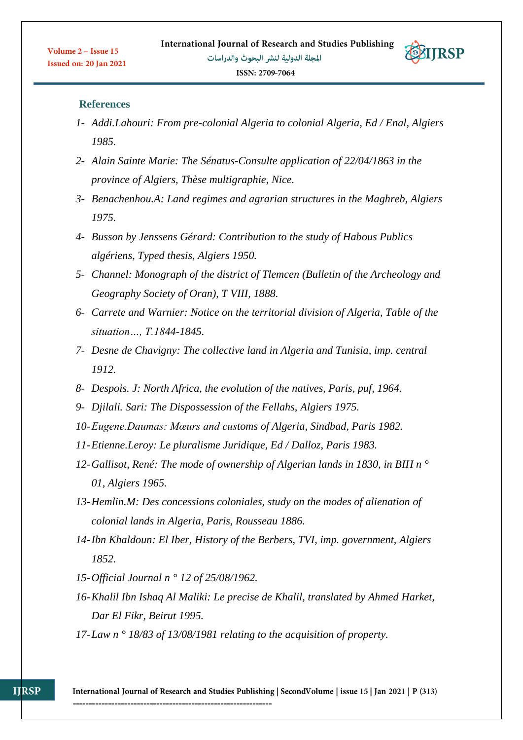## References

1- *Addi.Lahouri: From pre-colonial Algeria to colonial Algeria, Ed / Enal, Algiers 1985.*

2- *Alain Sainte Marie: The Sénatus-Consulte application of 22/04/1863 in the province of Algiers, Thèse multigraphie, Nice.*

3- *Benachenhou.A: Land regimes and agrarian structures in the Maghreb, Algiers 1975.*

4- *Busson by Jenssens Gérard: Contribution to the study of Habous Publics algériens, Typed thesis, Algiers 1950.*

5- *Channel: Monograph of the district of Tlemcen (Bulletin of the Archeology and Geography Society of Oran), T VIII, 1888.*

6- *Carrete and Warnier: Notice on the territorial division of Algeria, Table of the situation…, T.1844-1845.*

7- *Desne de Chavigny: The collective land in Algeria and Tunisia, imp. central 1912.*

8- *Despois. J: North Africa, the evolution of the natives, Paris, puf, 1964.*

9- *Djilali. Sari: The Dispossession of the Fellahs, Algiers 1975.*

10- *Eugene.Daumas: Mœurs and customs of Algeria, Sindbad, Paris 1982.*

11- *Etienne.Leroy: Le pluralisme Juridique, Ed / Dalloz, Paris 1983.*

12- *Gallisot, René: The mode of ownership of Algerian lands in 1830, in BIH n ° 01, Algiers 1965.*

13- *Hemlin.M: Des concessions coloniales, study on the modes of alienation of colonial lands in Algeria, Paris, Rousseau 1886.*

14- *Ibn Khaldoun: El Iber, History of the Berbers, TVI, imp. government, Algiers 1852.*

15- *Official Journal n ° 12 of 25/08/1962.*

16- *Khalil Ibn Ishaq Al Maliki: Le precise de Khalil, translated by Ahmed Harket, Dar El Fikr, Beirut 1995.*

17- *Law n ° 18/83 of 13/08/1981 relating to the acquisition of property.*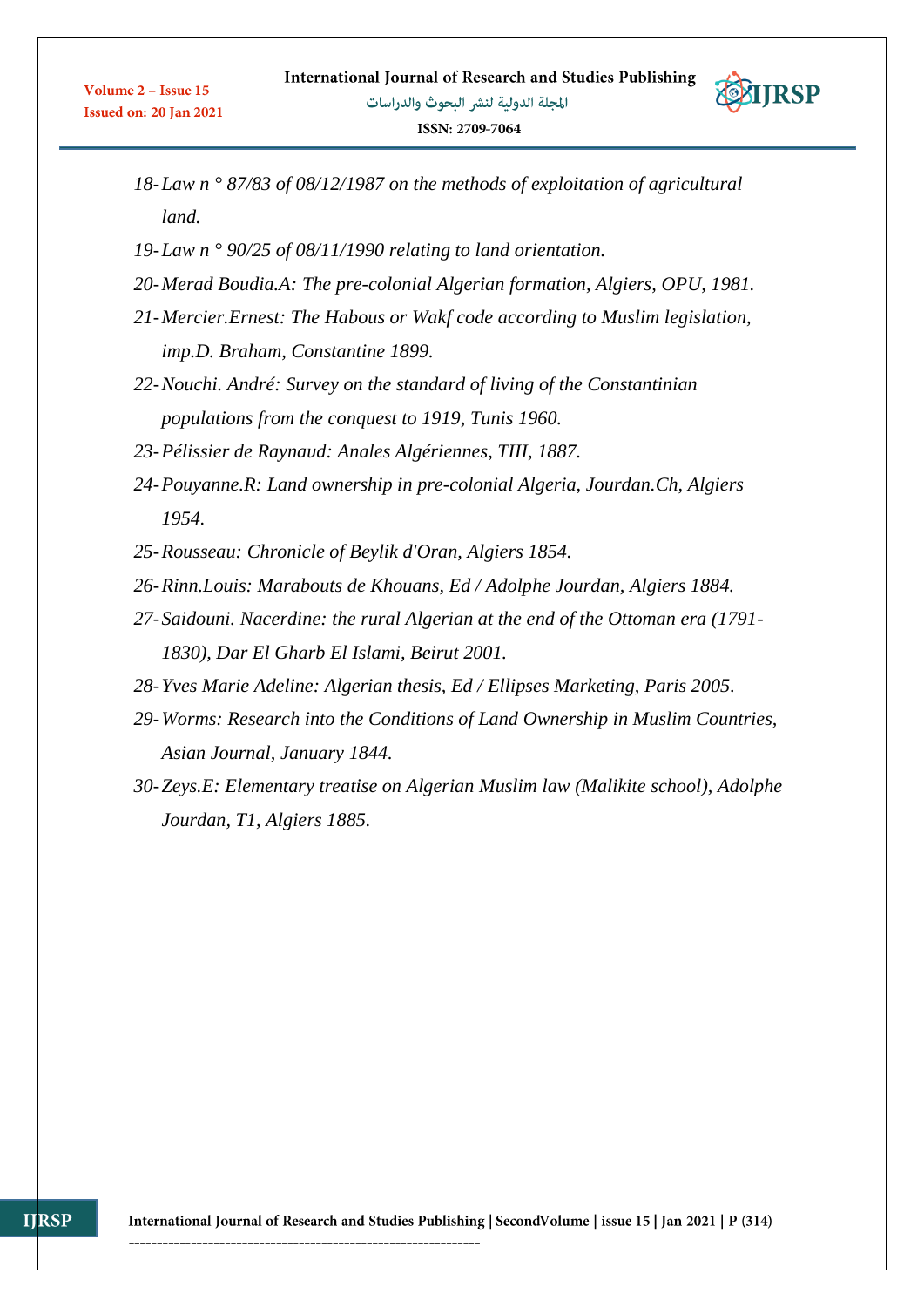18- *Law n ° 87/83 of 08/12/1987 on the methods of exploitation of agricultural land.*
19- *Law n ° 90/25 of 08/11/1990 relating to land orientation.*
20- *Merad Boudia.A: The pre-colonial Algerian formation, Algiers, OPU, 1981.*
21- *Mercier.Ernest: The Habous or Wakf code according to Muslim legislation, imp.D. Braham, Constantine 1899.*
22- *Nouchi. André: Survey on the standard of living of the Constantinian populations from the conquest to 1919, Tunis 1960.*
23- *Pélissier de Raynaud: Anales Algériennes, TIII, 1887.*
24- *Pouyanne.R: Land ownership in pre-colonial Algeria, Jourdan.Ch, Algiers 1954.*
25- *Rousseau: Chronicle of Beylik d'Oran, Algiers 1854.*
26- *Rinn.Louis: Marabouts de Khouans, Ed / Adolphe Jourdan, Algiers 1884.*
27- *Saidouni. Nacerdine: the rural Algerian at the end of the Ottoman era (1791-1830), Dar El Gharb El Islami, Beirut 2001.*
28- *Yves Marie Adeline: Algerian thesis, Ed / Ellipses Marketing, Paris 2005.*
29- *Worms: Research into the Conditions of Land Ownership in Muslim Countries, Asian Journal, January 1844.*
30- *Zeys.E: Elementary treatise on Algerian Muslim law (Malikite school), Adolphe Jourdan, T1, Algiers 1885.*